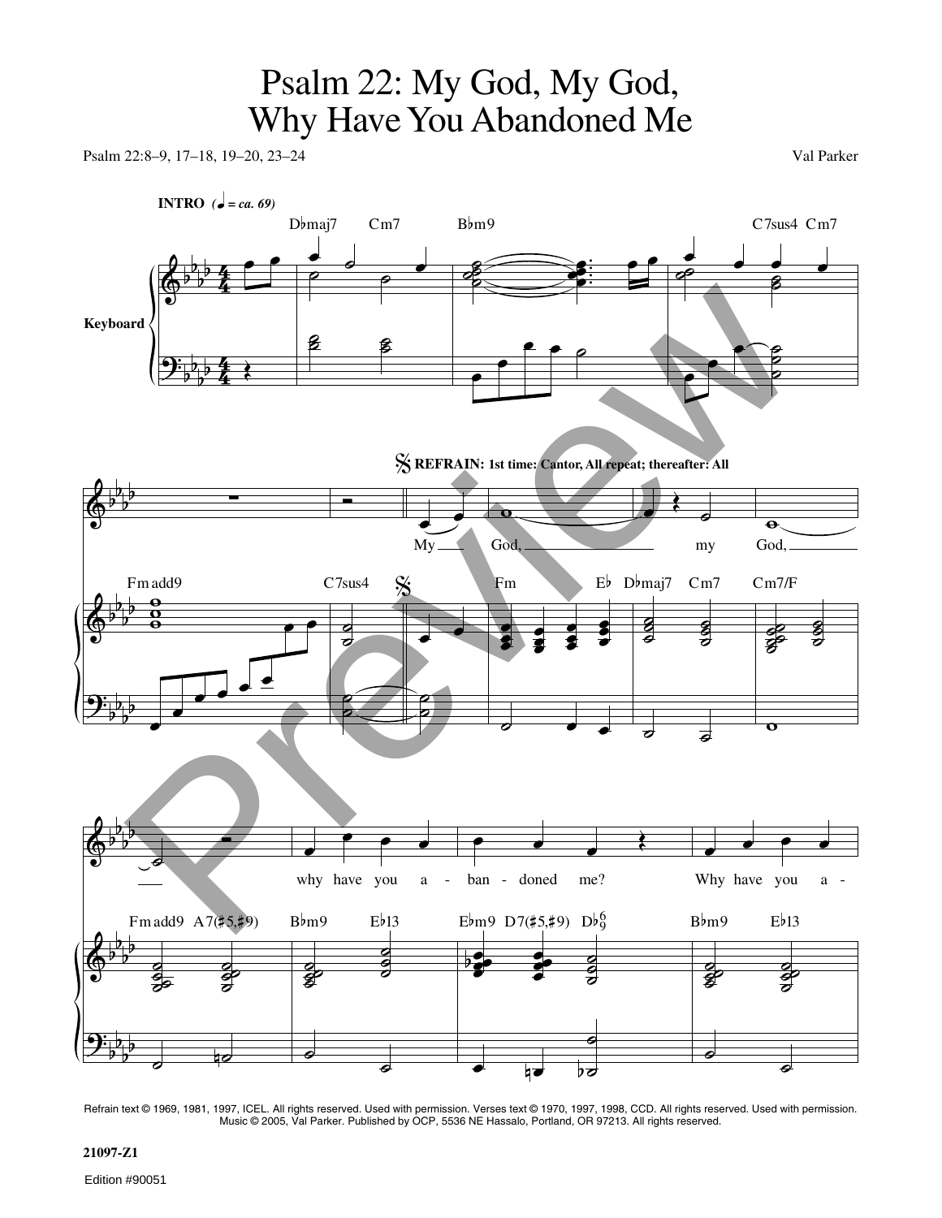# Psalm 22: My God, My God, Why Have You Abandoned Me

Psalm 22:8–9, 17–18, 19–20, 23–24

Val Parker

**INTRO** (♩ = ca. 69)

**REFRAIN: 1st time: Cantor, All repeat; thereafter: All**

My God, my God, why have you abandoned me? Why have you a-

Refrain text © 1969, 1981, 1997, ICEL. All rights reserved. Used with permission. Verses text © 1970, 1997, 1998, CCD. All rights reserved. Used with permission. Music © 2005, Val Parker. Published by OCP, 5536 NE Hassalo, Portland, OR 97213. All rights reserved.

21097-Z1

Edition #90051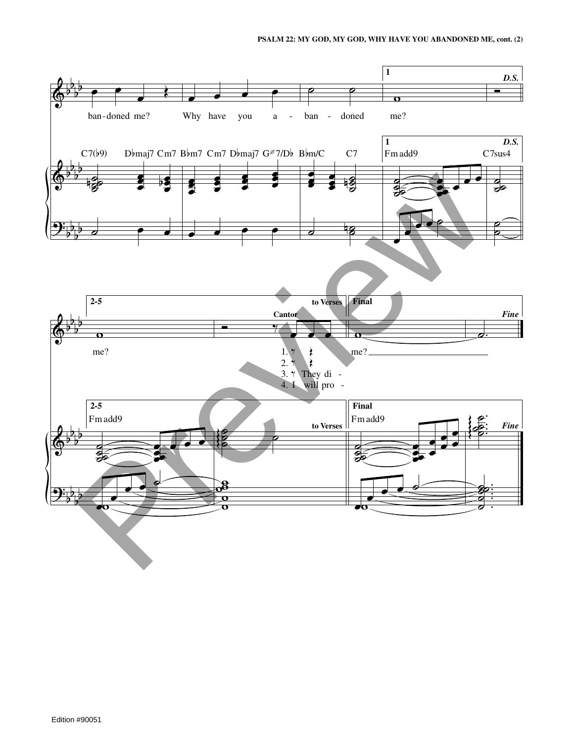ban-doned me? Why have you a - ban - doned me?

C7(♭9) D♭maj7 Cm7 B♭m7 Cm7 D♭maj7 Gø7/D♭ B♭m/C C7

1 Fm add9 C7sus4 *D.S.*

2-5 Fm add9 to Verses

me?

Cantor

1. 𝄾 𝄽
2. 𝄾 𝄽
3. 𝄾 They di -
4. I will pro -

Final Fm add9 *Fine*

me?

Edition #90051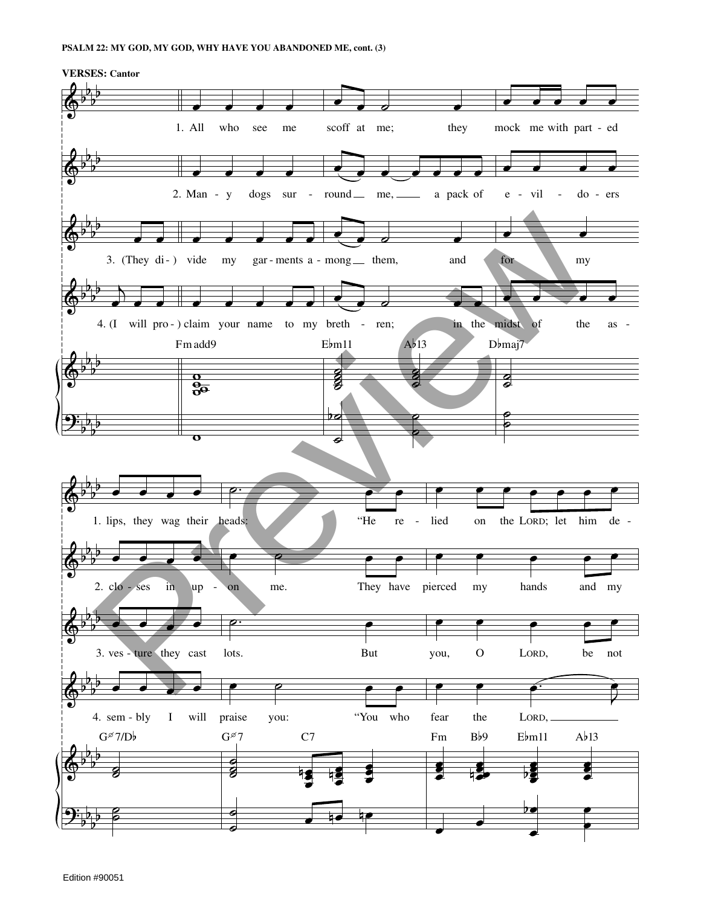**PSALM 22: MY GOD, MY GOD, WHY HAVE YOU ABANDONED ME, cont. (3)**

**VERSES:** Cantor

1. All who see me scoff at me; they mock me with part - ed lips, they wag their heads: "He re - lied on the LORD; let him de -

2. Man - y dogs sur - round me, a pack of e - vil - do - ers clo - ses in up - on me. They have pierced my hands and my

3. (They di - ) vide my gar - ments a - mong them, and for my ves - ture they cast lots. But you, O LORD, be not

4. (I will pro - ) claim your name to my breth - ren; in the midst of the as - sem - bly I will praise you: "You who fear the LORD,

Fm add9 | E♭m11 | A♭13 | D♭maj7 | Gø7/D♭ | Gø7 | C7 | Fm | B♭9 | E♭m11 | A♭13

Edition #90051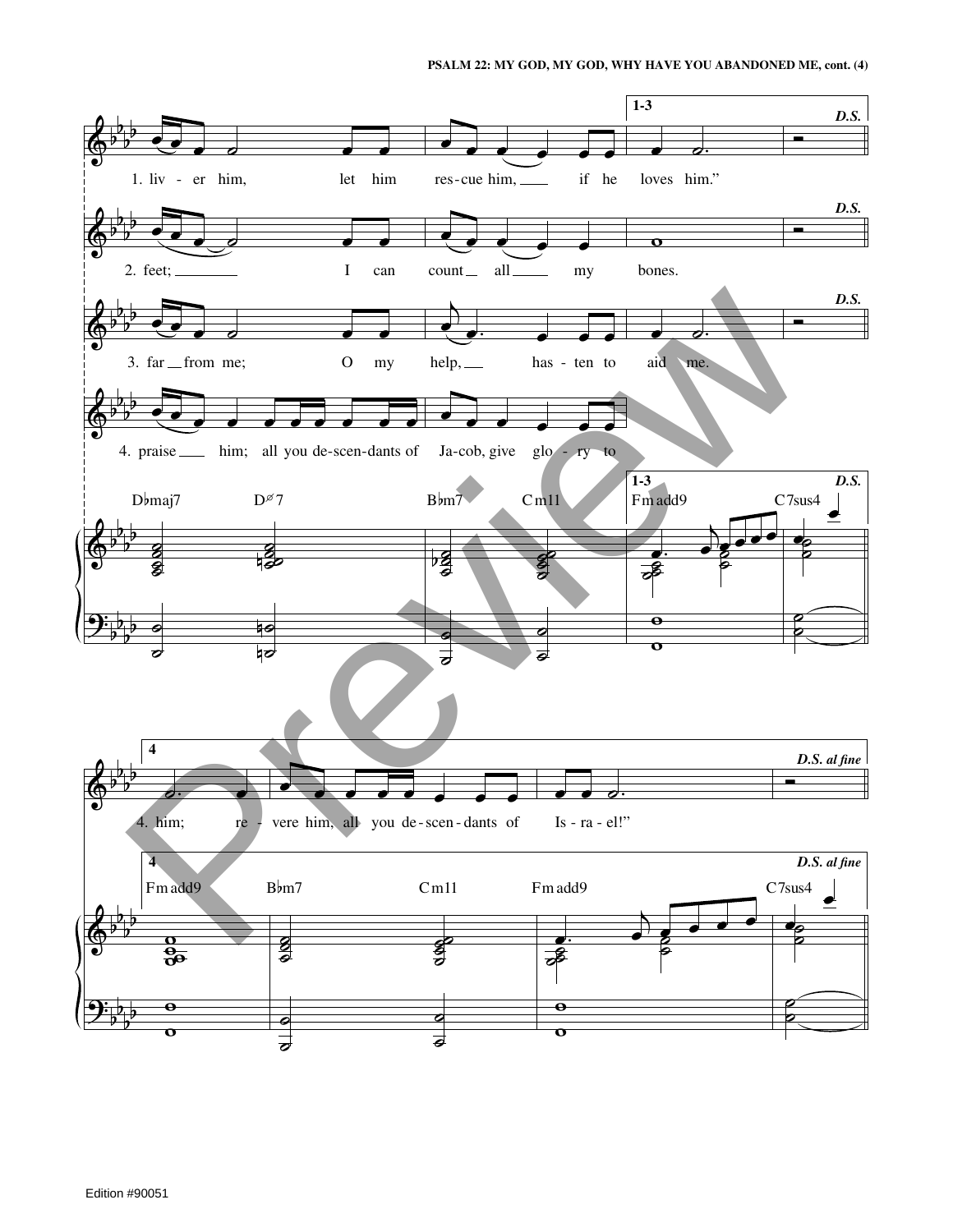1-3 D.S.

1. liv - er him, let him res-cue him, if he loves him."

D.S.

2. feet; I can count all my bones.

D.S.

3. far from me; O my help, has - ten to aid me.

4. praise him; all you de-scen-dants of Ja-cob, give glo - ry to

D♭maj7 Dø7 B♭m7 Cm11

1-3 D.S.

Fmadd9 C7sus4

4 D.S. al fine

4. him; re - vere him, all you de-scen-dants of Is - ra - el!"

4 D.S. al fine

Fmadd9 B♭m7 Cm11 Fmadd9 C7sus4

Edition #90051